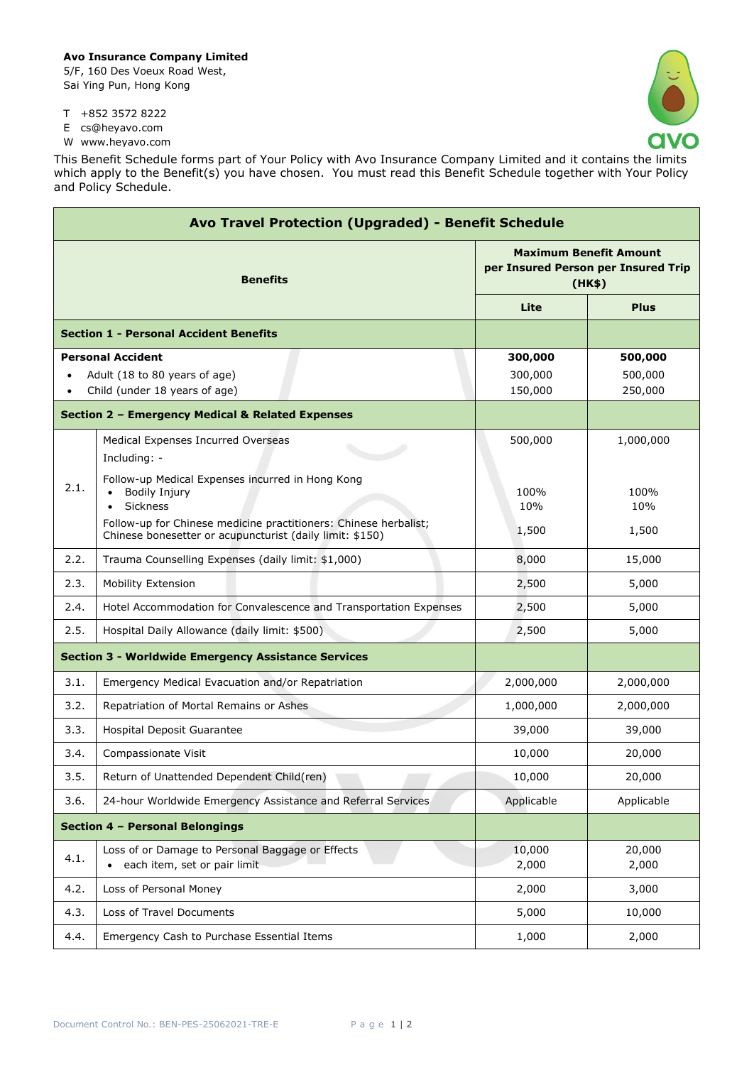**Avo Insurance Company Limited**
5/F, 160 Des Voeux Road West,
Sai Ying Pun, Hong Kong

T +852 3572 8222
E cs@heyavo.com
W www.heyavo.com

This Benefit Schedule forms part of Your Policy with Avo Insurance Company Limited and it contains the limits which apply to the Benefit(s) you have chosen. You must read this Benefit Schedule together with Your Policy and Policy Schedule.

## Avo Travel Protection (Upgraded) - Benefit Schedule

| | Benefits | Maximum Benefit Amount per Insured Person per Insured Trip (HK$) | |
|---|---|---|---|
| | | **Lite** | **Plus** |
| **Section 1 - Personal Accident Benefits** | | | |
| **Personal Accident**<br>• Adult (18 to 80 years of age)<br>• Child (under 18 years of age) | | **300,000**<br>300,000<br>150,000 | **500,000**<br>500,000<br>250,000 |
| **Section 2 – Emergency Medical & Related Expenses** | | | |
| 2.1. | Medical Expenses Incurred Overseas<br>Including: -<br>Follow-up Medical Expenses incurred in Hong Kong<br>• Bodily Injury<br>• Sickness<br>Follow-up for Chinese medicine practitioners: Chinese herbalist; Chinese bonesetter or acupuncturist (daily limit: $150) | 500,000<br><br><br>100%<br>10%<br>1,500 | 1,000,000<br><br><br>100%<br>10%<br>1,500 |
| 2.2. | Trauma Counselling Expenses (daily limit: $1,000) | 8,000 | 15,000 |
| 2.3. | Mobility Extension | 2,500 | 5,000 |
| 2.4. | Hotel Accommodation for Convalescence and Transportation Expenses | 2,500 | 5,000 |
| 2.5. | Hospital Daily Allowance (daily limit: $500) | 2,500 | 5,000 |
| **Section 3 - Worldwide Emergency Assistance Services** | | | |
| 3.1. | Emergency Medical Evacuation and/or Repatriation | 2,000,000 | 2,000,000 |
| 3.2. | Repatriation of Mortal Remains or Ashes | 1,000,000 | 2,000,000 |
| 3.3. | Hospital Deposit Guarantee | 39,000 | 39,000 |
| 3.4. | Compassionate Visit | 10,000 | 20,000 |
| 3.5. | Return of Unattended Dependent Child(ren) | 10,000 | 20,000 |
| 3.6. | 24-hour Worldwide Emergency Assistance and Referral Services | Applicable | Applicable |
| **Section 4 – Personal Belongings** | | | |
| 4.1. | Loss of or Damage to Personal Baggage or Effects<br>• each item, set or pair limit | 10,000<br>2,000 | 20,000<br>2,000 |
| 4.2. | Loss of Personal Money | 2,000 | 3,000 |
| 4.3. | Loss of Travel Documents | 5,000 | 10,000 |
| 4.4. | Emergency Cash to Purchase Essential Items | 1,000 | 2,000 |

Document Control No.: BEN-PES-25062021-TRE-E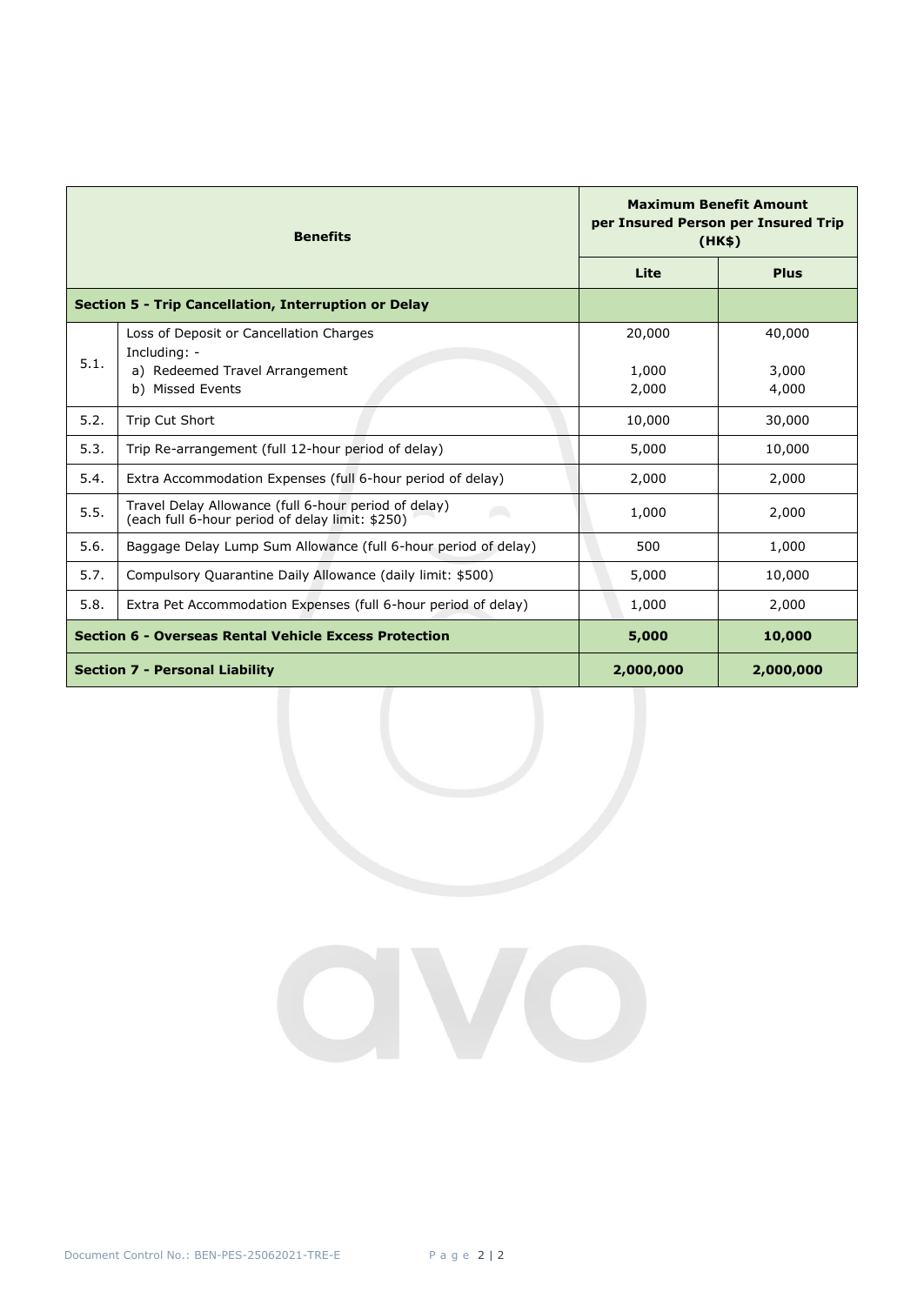| Benefits | | Maximum Benefit Amount per Insured Person per Insured Trip (HK$) | |
|---|---|---|---|
| | | **Lite** | **Plus** |
| **Section 5 - Trip Cancellation, Interruption or Delay** | | | |
| 5.1. | Loss of Deposit or Cancellation Charges<br>Including: -<br>a) Redeemed Travel Arrangement<br>b) Missed Events | 20,000<br><br>1,000<br>2,000 | 40,000<br><br>3,000<br>4,000 |
| 5.2. | Trip Cut Short | 10,000 | 30,000 |
| 5.3. | Trip Re-arrangement (full 12-hour period of delay) | 5,000 | 10,000 |
| 5.4. | Extra Accommodation Expenses (full 6-hour period of delay) | 2,000 | 2,000 |
| 5.5. | Travel Delay Allowance (full 6-hour period of delay)<br>(each full 6-hour period of delay limit: $250) | 1,000 | 2,000 |
| 5.6. | Baggage Delay Lump Sum Allowance (full 6-hour period of delay) | 500 | 1,000 |
| 5.7. | Compulsory Quarantine Daily Allowance (daily limit: $500) | 5,000 | 10,000 |
| 5.8. | Extra Pet Accommodation Expenses (full 6-hour period of delay) | 1,000 | 2,000 |
| **Section 6 - Overseas Rental Vehicle Excess Protection** | | **5,000** | **10,000** |
| **Section 7 - Personal Liability** | | **2,000,000** | **2,000,000** |

Document Control No.: BEN-PES-25062021-TRE-E